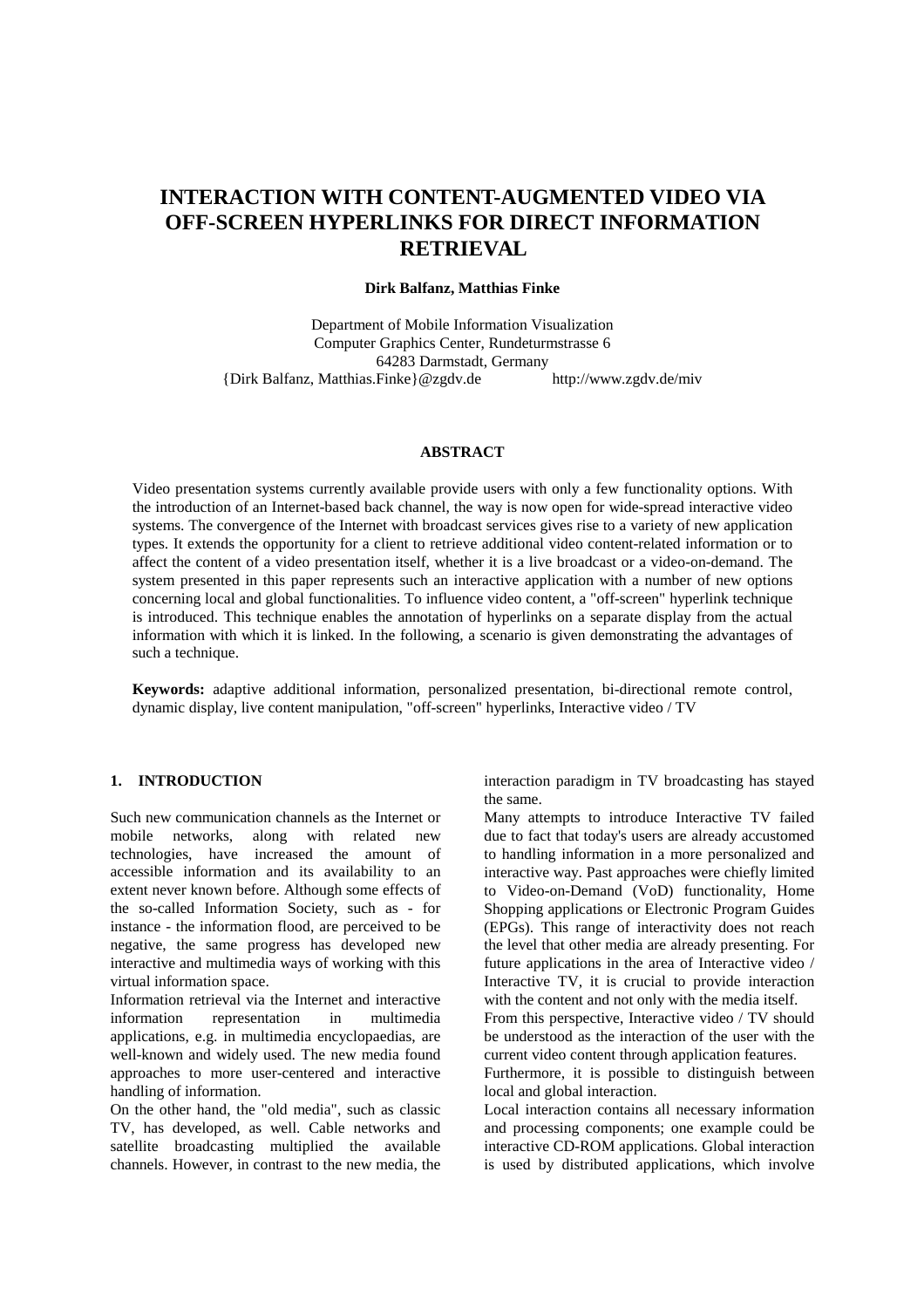# INTERACTION WITH CONTENT-AUGMENTED VIDEO VIA OFF-SCREEN HYPERLINKS FOR DIRECT INFORMATION RETRIEVAL

**Dirk Balfanz, Matthias Finke**

Department of Mobile Information Visualization
Computer Graphics Center, Rundeturmstrasse 6
64283 Darmstadt, Germany
{Dirk Balfanz, Matthias.Finke}@zgdv.de http://www.zgdv.de/miv

## ABSTRACT

Video presentation systems currently available provide users with only a few functionality options. With the introduction of an Internet-based back channel, the way is now open for wide-spread interactive video systems. The convergence of the Internet with broadcast services gives rise to a variety of new application types. It extends the opportunity for a client to retrieve additional video content-related information or to affect the content of a video presentation itself, whether it is a live broadcast or a video-on-demand. The system presented in this paper represents such an interactive application with a number of new options concerning local and global functionalities. To influence video content, a "off-screen" hyperlink technique is introduced. This technique enables the annotation of hyperlinks on a separate display from the actual information with which it is linked. In the following, a scenario is given demonstrating the advantages of such a technique.

**Keywords:** adaptive additional information, personalized presentation, bi-directional remote control, dynamic display, live content manipulation, "off-screen" hyperlinks, Interactive video / TV

## 1. INTRODUCTION

Such new communication channels as the Internet or mobile networks, along with related new technologies, have increased the amount of accessible information and its availability to an extent never known before. Although some effects of the so-called Information Society, such as - for instance - the information flood, are perceived to be negative, the same progress has developed new interactive and multimedia ways of working with this virtual information space.

Information retrieval via the Internet and interactive information representation in multimedia applications, e.g. in multimedia encyclopaedias, are well-known and widely used. The new media found approaches to more user-centered and interactive handling of information.

On the other hand, the "old media", such as classic TV, has developed, as well. Cable networks and satellite broadcasting multiplied the available channels. However, in contrast to the new media, the interaction paradigm in TV broadcasting has stayed the same.

Many attempts to introduce Interactive TV failed due to fact that today's users are already accustomed to handling information in a more personalized and interactive way. Past approaches were chiefly limited to Video-on-Demand (VoD) functionality, Home Shopping applications or Electronic Program Guides (EPGs). This range of interactivity does not reach the level that other media are already presenting. For future applications in the area of Interactive video / Interactive TV, it is crucial to provide interaction with the content and not only with the media itself.

From this perspective, Interactive video / TV should be understood as the interaction of the user with the current video content through application features.

Furthermore, it is possible to distinguish between local and global interaction.

Local interaction contains all necessary information and processing components; one example could be interactive CD-ROM applications. Global interaction is used by distributed applications, which involve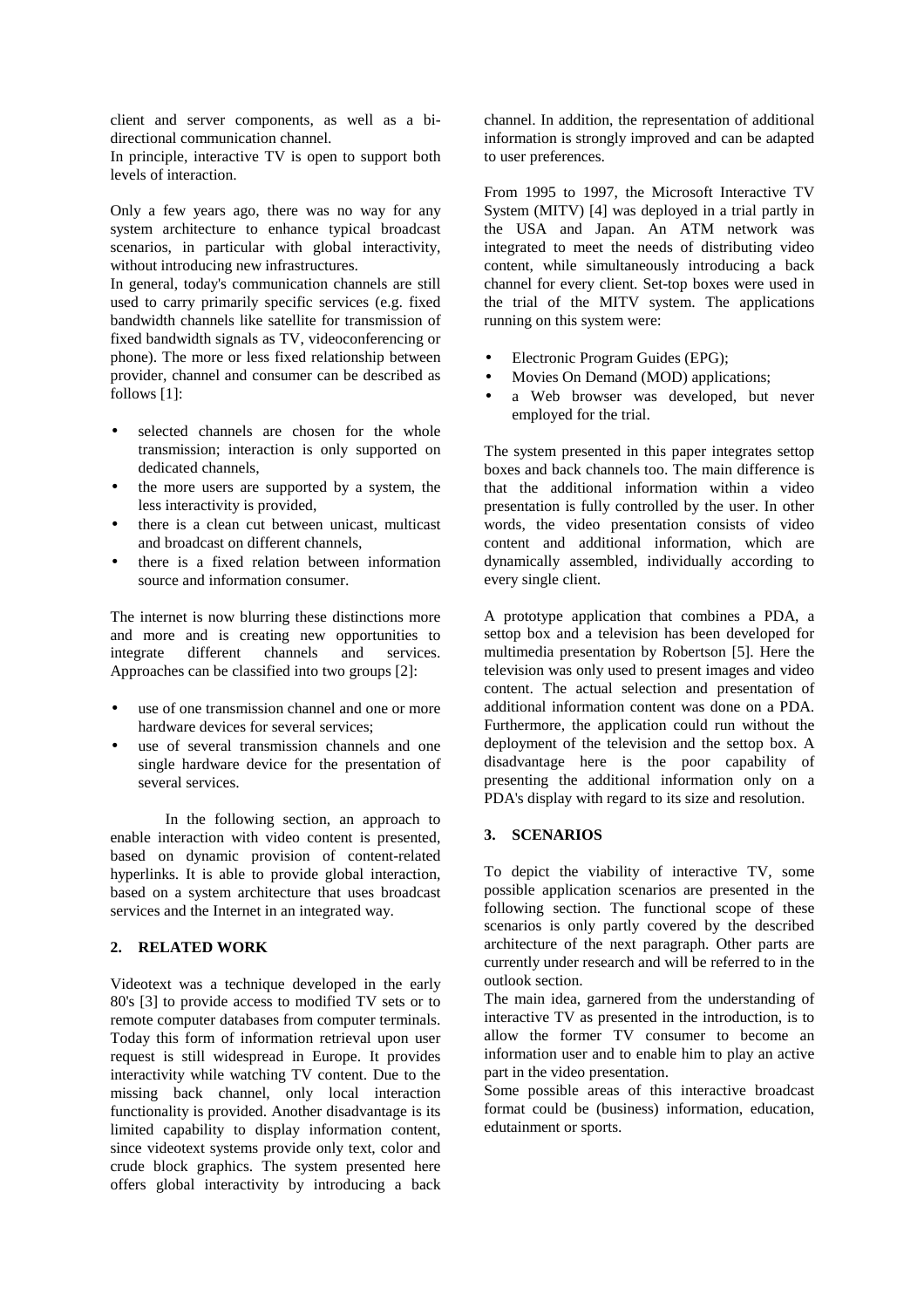client and server components, as well as a bi-directional communication channel.
In principle, interactive TV is open to support both levels of interaction.

Only a few years ago, there was no way for any system architecture to enhance typical broadcast scenarios, in particular with global interactivity, without introducing new infrastructures.
In general, today's communication channels are still used to carry primarily specific services (e.g. fixed bandwidth channels like satellite for transmission of fixed bandwidth signals as TV, videoconferencing or phone). The more or less fixed relationship between provider, channel and consumer can be described as follows [1]:

- selected channels are chosen for the whole transmission; interaction is only supported on dedicated channels,
- the more users are supported by a system, the less interactivity is provided,
- there is a clean cut between unicast, multicast and broadcast on different channels,
- there is a fixed relation between information source and information consumer.

The internet is now blurring these distinctions more and more and is creating new opportunities to integrate different channels and services. Approaches can be classified into two groups [2]:

- use of one transmission channel and one or more hardware devices for several services;
- use of several transmission channels and one single hardware device for the presentation of several services.

In the following section, an approach to enable interaction with video content is presented, based on dynamic provision of content-related hyperlinks. It is able to provide global interaction, based on a system architecture that uses broadcast services and the Internet in an integrated way.

## 2. RELATED WORK

Videotext was a technique developed in the early 80's [3] to provide access to modified TV sets or to remote computer databases from computer terminals. Today this form of information retrieval upon user request is still widespread in Europe. It provides interactivity while watching TV content. Due to the missing back channel, only local interaction functionality is provided. Another disadvantage is its limited capability to display information content, since videotext systems provide only text, color and crude block graphics. The system presented here offers global interactivity by introducing a back channel. In addition, the representation of additional information is strongly improved and can be adapted to user preferences.

From 1995 to 1997, the Microsoft Interactive TV System (MITV) [4] was deployed in a trial partly in the USA and Japan. An ATM network was integrated to meet the needs of distributing video content, while simultaneously introducing a back channel for every client. Set-top boxes were used in the trial of the MITV system. The applications running on this system were:

- Electronic Program Guides (EPG);
- Movies On Demand (MOD) applications;
- a Web browser was developed, but never employed for the trial.

The system presented in this paper integrates settop boxes and back channels too. The main difference is that the additional information within a video presentation is fully controlled by the user. In other words, the video presentation consists of video content and additional information, which are dynamically assembled, individually according to every single client.

A prototype application that combines a PDA, a settop box and a television has been developed for multimedia presentation by Robertson [5]. Here the television was only used to present images and video content. The actual selection and presentation of additional information content was done on a PDA. Furthermore, the application could run without the deployment of the television and the settop box. A disadvantage here is the poor capability of presenting the additional information only on a PDA's display with regard to its size and resolution.

## 3. SCENARIOS

To depict the viability of interactive TV, some possible application scenarios are presented in the following section. The functional scope of these scenarios is only partly covered by the described architecture of the next paragraph. Other parts are currently under research and will be referred to in the outlook section.
The main idea, garnered from the understanding of interactive TV as presented in the introduction, is to allow the former TV consumer to become an information user and to enable him to play an active part in the video presentation.
Some possible areas of this interactive broadcast format could be (business) information, education, edutainment or sports.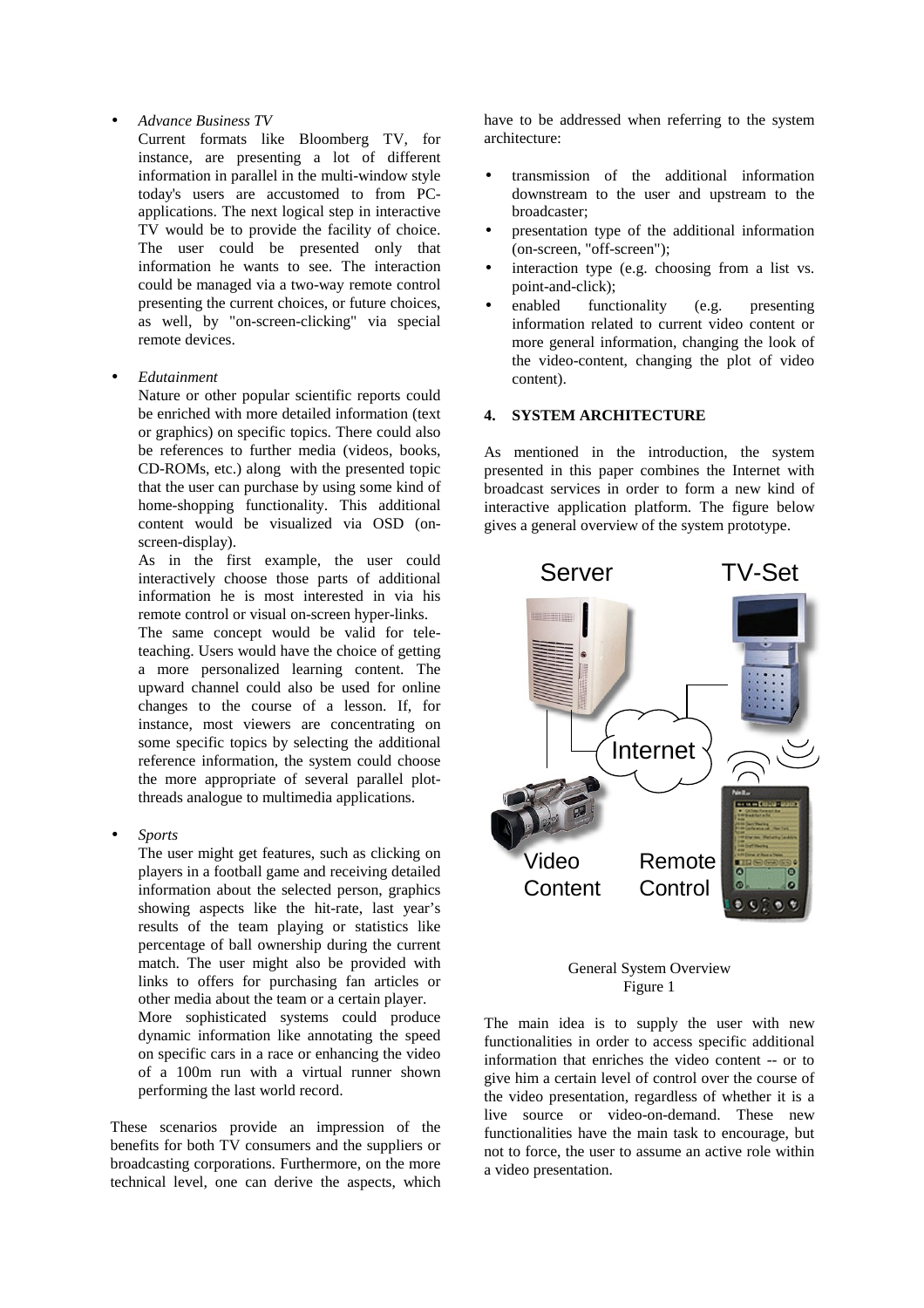- *Advance Business TV*

  Current formats like Bloomberg TV, for instance, are presenting a lot of different information in parallel in the multi-window style today's users are accustomed to from PC-applications. The next logical step in interactive TV would be to provide the facility of choice. The user could be presented only that information he wants to see. The interaction could be managed via a two-way remote control presenting the current choices, or future choices, as well, by "on-screen-clicking" via special remote devices.

- *Edutainment*

  Nature or other popular scientific reports could be enriched with more detailed information (text or graphics) on specific topics. There could also be references to further media (videos, books, CD-ROMs, etc.) along with the presented topic that the user can purchase by using some kind of home-shopping functionality. This additional content would be visualized via OSD (on-screen-display).

  As in the first example, the user could interactively choose those parts of additional information he is most interested in via his remote control or visual on-screen hyper-links.

  The same concept would be valid for tele-teaching. Users would have the choice of getting a more personalized learning content. The upward channel could also be used for online changes to the course of a lesson. If, for instance, most viewers are concentrating on some specific topics by selecting the additional reference information, the system could choose the more appropriate of several parallel plot-threads analogue to multimedia applications.

- *Sports*

  The user might get features, such as clicking on players in a football game and receiving detailed information about the selected person, graphics showing aspects like the hit-rate, last year's results of the team playing or statistics like percentage of ball ownership during the current match. The user might also be provided with links to offers for purchasing fan articles or other media about the team or a certain player.

  More sophisticated systems could produce dynamic information like annotating the speed on specific cars in a race or enhancing the video of a 100m run with a virtual runner shown performing the last world record.

These scenarios provide an impression of the benefits for both TV consumers and the suppliers or broadcasting corporations. Furthermore, on the more technical level, one can derive the aspects, which have to be addressed when referring to the system architecture:

- transmission of the additional information downstream to the user and upstream to the broadcaster;
- presentation type of the additional information (on-screen, "off-screen");
- interaction type (e.g. choosing from a list vs. point-and-click);
- enabled functionality (e.g. presenting information related to current video content or more general information, changing the look of the video-content, changing the plot of video content).

## 4. SYSTEM ARCHITECTURE

As mentioned in the introduction, the system presented in this paper combines the Internet with broadcast services in order to form a new kind of interactive application platform. The figure below gives a general overview of the system prototype.

Server TV-Set Internet Video Content Remote Control

General System Overview
Figure 1

The main idea is to supply the user with new functionalities in order to access specific additional information that enriches the video content -- or to give him a certain level of control over the course of the video presentation, regardless of whether it is a live source or video-on-demand. These new functionalities have the main task to encourage, but not to force, the user to assume an active role within a video presentation.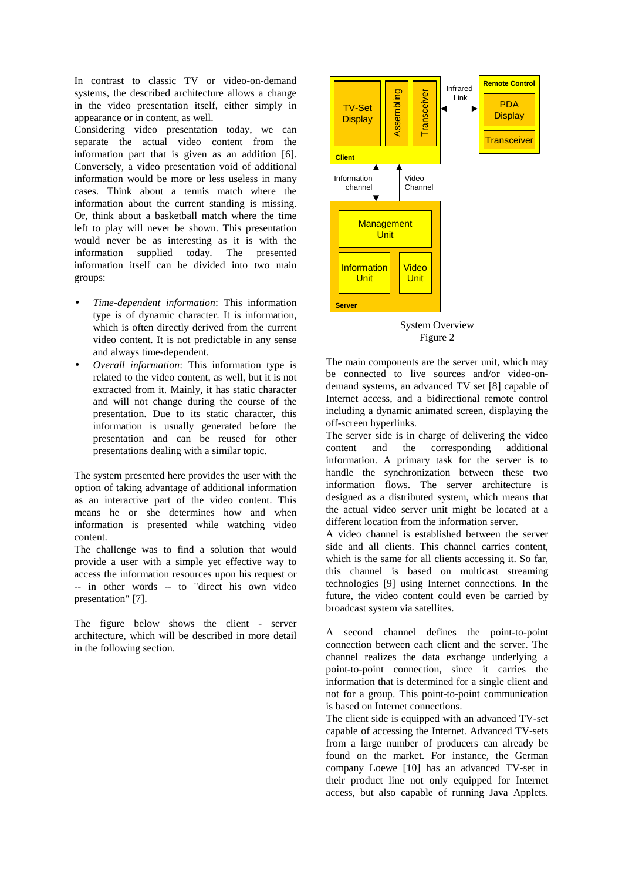In contrast to classic TV or video-on-demand systems, the described architecture allows a change in the video presentation itself, either simply in appearance or in content, as well.

Considering video presentation today, we can separate the actual video content from the information part that is given as an addition [6]. Conversely, a video presentation void of additional information would be more or less useless in many cases. Think about a tennis match where the information about the current standing is missing. Or, think about a basketball match where the time left to play will never be shown. This presentation would never be as interesting as it is with the information supplied today. The presented information itself can be divided into two main groups:

- *Time-dependent information*: This information type is of dynamic character. It is information, which is often directly derived from the current video content. It is not predictable in any sense and always time-dependent.
- *Overall information*: This information type is related to the video content, as well, but it is not extracted from it. Mainly, it has static character and will not change during the course of the presentation. Due to its static character, this information is usually generated before the presentation and can be reused for other presentations dealing with a similar topic.

The system presented here provides the user with the option of taking advantage of additional information as an interactive part of the video content. This means he or she determines how and when information is presented while watching video content.

The challenge was to find a solution that would provide a user with a simple yet effective way to access the information resources upon his request or -- in other words -- to "direct his own video presentation" [7].

The figure below shows the client - server architecture, which will be described in more detail in the following section.

System Overview
Figure 2

The main components are the server unit, which may be connected to live sources and/or video-on-demand systems, an advanced TV set [8] capable of Internet access, and a bidirectional remote control including a dynamic animated screen, displaying the off-screen hyperlinks.

The server side is in charge of delivering the video content and the corresponding additional information. A primary task for the server is to handle the synchronization between these two information flows. The server architecture is designed as a distributed system, which means that the actual video server unit might be located at a different location from the information server.

A video channel is established between the server side and all clients. This channel carries content, which is the same for all clients accessing it. So far, this channel is based on multicast streaming technologies [9] using Internet connections. In the future, the video content could even be carried by broadcast system via satellites.

A second channel defines the point-to-point connection between each client and the server. The channel realizes the data exchange underlying a point-to-point connection, since it carries the information that is determined for a single client and not for a group. This point-to-point communication is based on Internet connections.

The client side is equipped with an advanced TV-set capable of accessing the Internet. Advanced TV-sets from a large number of producers can already be found on the market. For instance, the German company Loewe [10] has an advanced TV-set in their product line not only equipped for Internet access, but also capable of running Java Applets.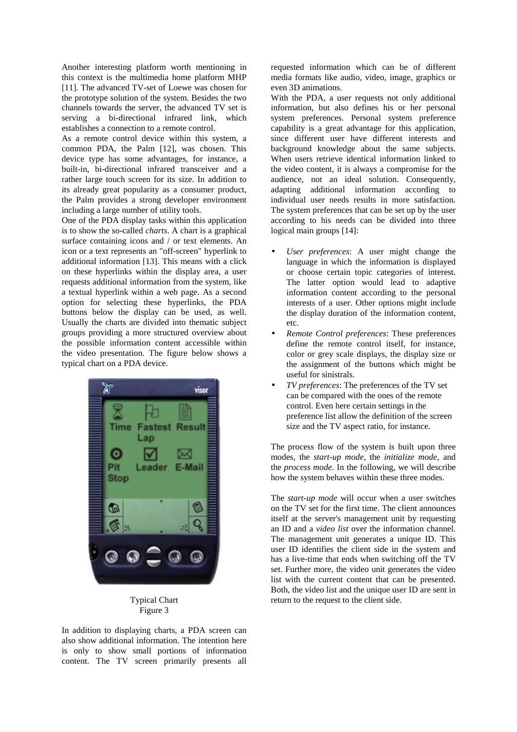Another interesting platform worth mentioning in this context is the multimedia home platform MHP [11]. The advanced TV-set of Loewe was chosen for the prototype solution of the system. Besides the two channels towards the server, the advanced TV set is serving a bi-directional infrared link, which establishes a connection to a remote control.

As a remote control device within this system, a common PDA, the Palm [12], was chosen. This device type has some advantages, for instance, a built-in, bi-directional infrared transceiver and a rather large touch screen for its size. In addition to its already great popularity as a consumer product, the Palm provides a strong developer environment including a large number of utility tools.

One of the PDA display tasks within this application is to show the so-called *charts*. A chart is a graphical surface containing icons and / or text elements. An icon or a text represents an "off-screen" hyperlink to additional information [13]. This means with a click on these hyperlinks within the display area, a user requests additional information from the system, like a textual hyperlink within a web page. As a second option for selecting these hyperlinks, the PDA buttons below the display can be used, as well. Usually the charts are divided into thematic subject groups providing a more structured overview about the possible information content accessible within the video presentation. The figure below shows a typical chart on a PDA device.

Typical Chart
Figure 3

In addition to displaying charts, a PDA screen can also show additional information. The intention here is only to show small portions of information content. The TV screen primarily presents all requested information which can be of different media formats like audio, video, image, graphics or even 3D animations.

With the PDA, a user requests not only additional information, but also defines his or her personal system preferences. Personal system preference capability is a great advantage for this application, since different user have different interests and background knowledge about the same subjects. When users retrieve identical information linked to the video content, it is always a compromise for the audience, not an ideal solution. Consequently, adapting additional information according to individual user needs results in more satisfaction. The system preferences that can be set up by the user according to his needs can be divided into three logical main groups [14]:

- *User preferences*: A user might change the language in which the information is displayed or choose certain topic categories of interest. The latter option would lead to adaptive information content according to the personal interests of a user. Other options might include the display duration of the information content, etc.
- *Remote Control preferences*: These preferences define the remote control itself, for instance, color or grey scale displays, the display size or the assignment of the buttons which might be useful for sinistrals.
- *TV preferences*: The preferences of the TV set can be compared with the ones of the remote control. Even here certain settings in the preference list allow the definition of the screen size and the TV aspect ratio, for instance.

The process flow of the system is built upon three modes, the *start-up mode*, the *initialize mode*, and the *process mode*. In the following, we will describe how the system behaves within these three modes.

The *start-up mode* will occur when a user switches on the TV set for the first time. The client announces itself at the server's management unit by requesting an ID and a *video list* over the information channel. The management unit generates a unique ID. This user ID identifies the client side in the system and has a live-time that ends when switching off the TV set. Further more, the video unit generates the video list with the current content that can be presented. Both, the video list and the unique user ID are sent in return to the request to the client side.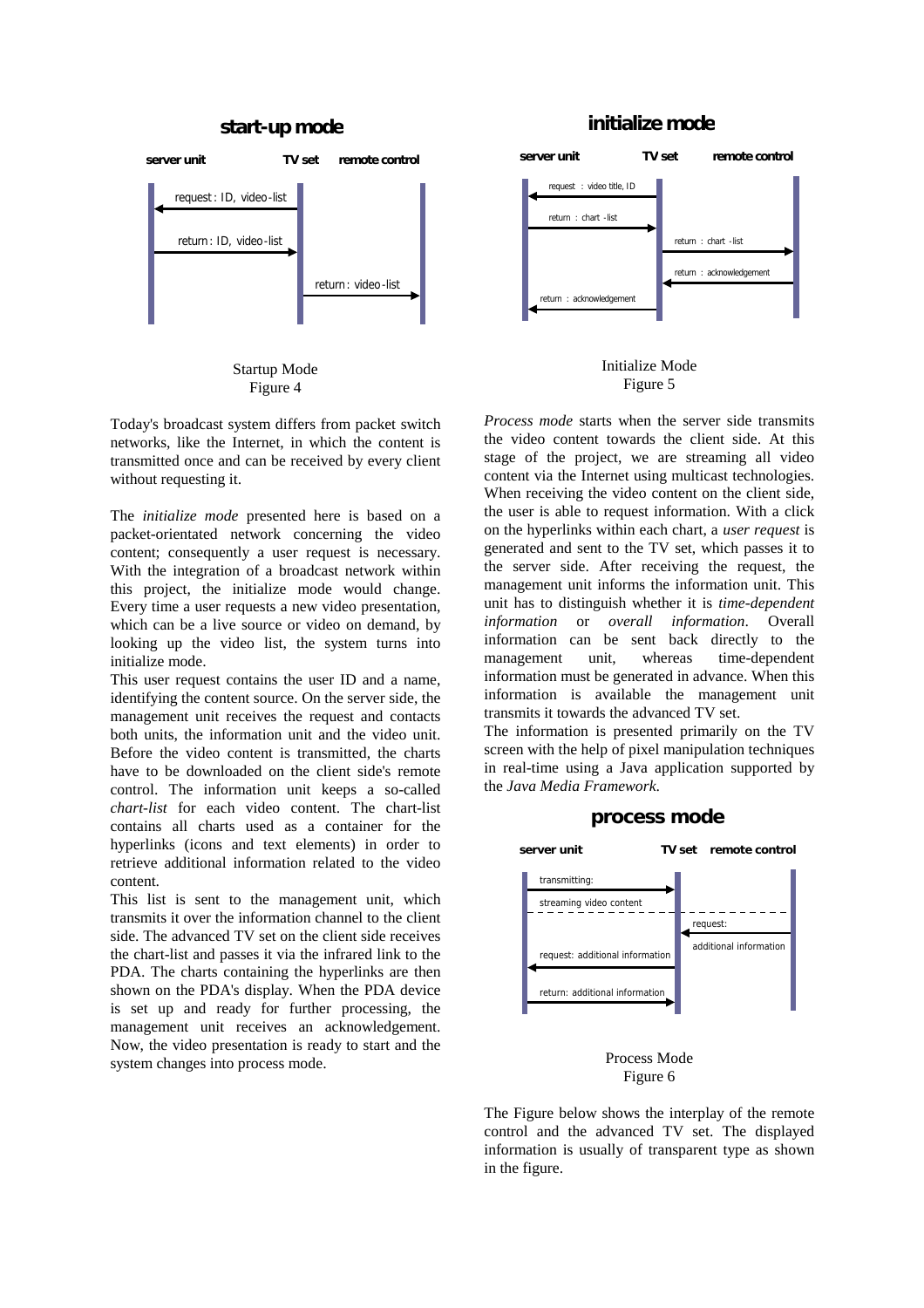**start-up mode**

| server unit | TV set | remote control |
|---|---|---|
| ← request: ID, video-list | | |
| return: ID, video-list → | | |
| | return: video-list → | |

Startup Mode
Figure 4

**initialize mode**

| server unit | TV set | remote control |
|---|---|---|
| ← request : video title, ID | | |
| return : chart -list → | | |
| | return : chart -list → | |
| | ← return : acknowledgement | |
| ← return : acknowledgement | | |

Initialize Mode
Figure 5

Today's broadcast system differs from packet switch networks, like the Internet, in which the content is transmitted once and can be received by every client without requesting it.

The *initialize mode* presented here is based on a packet-orientated network concerning the video content; consequently a user request is necessary. With the integration of a broadcast network within this project, the initialize mode would change. Every time a user requests a new video presentation, which can be a live source or video on demand, by looking up the video list, the system turns into initialize mode.

This user request contains the user ID and a name, identifying the content source. On the server side, the management unit receives the request and contacts both units, the information unit and the video unit. Before the video content is transmitted, the charts have to be downloaded on the client side's remote control. The information unit keeps a so-called *chart-list* for each video content. The chart-list contains all charts used as a container for the hyperlinks (icons and text elements) in order to retrieve additional information related to the video content.

This list is sent to the management unit, which transmits it over the information channel to the client side. The advanced TV set on the client side receives the chart-list and passes it via the infrared link to the PDA. The charts containing the hyperlinks are then shown on the PDA's display. When the PDA device is set up and ready for further processing, the management unit receives an acknowledgement. Now, the video presentation is ready to start and the system changes into process mode.

*Process mode* starts when the server side transmits the video content towards the client side. At this stage of the project, we are streaming all video content via the Internet using multicast technologies. When receiving the video content on the client side, the user is able to request information. With a click on the hyperlinks within each chart, a *user request* is generated and sent to the TV set, which passes it to the server side. After receiving the request, the management unit informs the information unit. This unit has to distinguish whether it is *time-dependent information* or *overall information*. Overall information can be sent back directly to the management unit, whereas time-dependent information must be generated in advance. When this information is available the management unit transmits it towards the advanced TV set.

The information is presented primarily on the TV screen with the help of pixel manipulation techniques in real-time using a Java application supported by the *Java Media Framework*.

**process mode**

| server unit | TV set | remote control |
|---|---|---|
| transmitting: streaming video content → | | |
| | ← request: additional information | |
| ← request: additional information | | |
| return: additional information → | | |

Process Mode
Figure 6

The Figure below shows the interplay of the remote control and the advanced TV set. The displayed information is usually of transparent type as shown in the figure.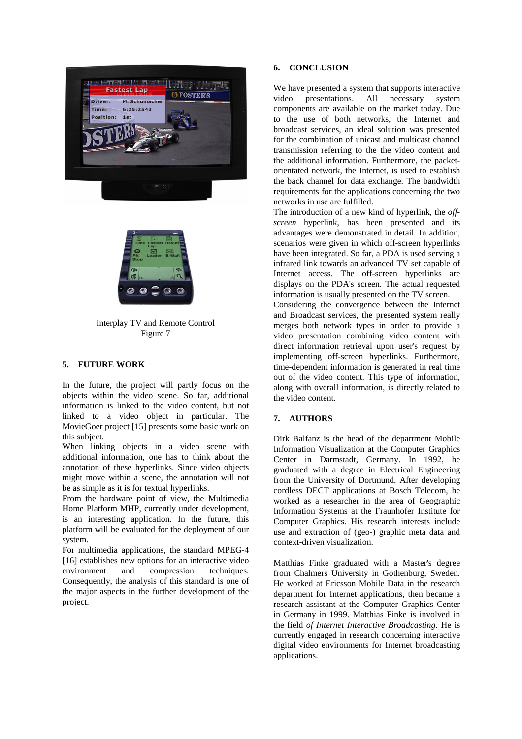Interplay TV and Remote Control
Figure 7

## 5. FUTURE WORK

In the future, the project will partly focus on the objects within the video scene. So far, additional information is linked to the video content, but not linked to a video object in particular. The MovieGoer project [15] presents some basic work on this subject.

When linking objects in a video scene with additional information, one has to think about the annotation of these hyperlinks. Since video objects might move within a scene, the annotation will not be as simple as it is for textual hyperlinks.

From the hardware point of view, the Multimedia Home Platform MHP, currently under development, is an interesting application. In the future, this platform will be evaluated for the deployment of our system.

For multimedia applications, the standard MPEG-4 [16] establishes new options for an interactive video environment and compression techniques. Consequently, the analysis of this standard is one of the major aspects in the further development of the project.

## 6. CONCLUSION

We have presented a system that supports interactive video presentations. All necessary system components are available on the market today. Due to the use of both networks, the Internet and broadcast services, an ideal solution was presented for the combination of unicast and multicast channel transmission referring to the the video content and the additional information. Furthermore, the packet-orientated network, the Internet, is used to establish the back channel for data exchange. The bandwidth requirements for the applications concerning the two networks in use are fulfilled.

The introduction of a new kind of hyperlink, the *off-screen* hyperlink, has been presented and its advantages were demonstrated in detail. In addition, scenarios were given in which off-screen hyperlinks have been integrated. So far, a PDA is used serving a infrared link towards an advanced TV set capable of Internet access. The off-screen hyperlinks are displays on the PDA's screen. The actual requested information is usually presented on the TV screen.

Considering the convergence between the Internet and Broadcast services, the presented system really merges both network types in order to provide a video presentation combining video content with direct information retrieval upon user's request by implementing off-screen hyperlinks. Furthermore, time-dependent information is generated in real time out of the video content. This type of information, along with overall information, is directly related to the video content.

## 7. AUTHORS

Dirk Balfanz is the head of the department Mobile Information Visualization at the Computer Graphics Center in Darmstadt, Germany. In 1992, he graduated with a degree in Electrical Engineering from the University of Dortmund. After developing cordless DECT applications at Bosch Telecom, he worked as a researcher in the area of Geographic Information Systems at the Fraunhofer Institute for Computer Graphics. His research interests include use and extraction of (geo-) graphic meta data and context-driven visualization.

Matthias Finke graduated with a Master's degree from Chalmers University in Gothenburg, Sweden. He worked at Ericsson Mobile Data in the research department for Internet applications, then became a research assistant at the Computer Graphics Center in Germany in 1999. Matthias Finke is involved in the field *of Internet Interactive Broadcasting*. He is currently engaged in research concerning interactive digital video environments for Internet broadcasting applications.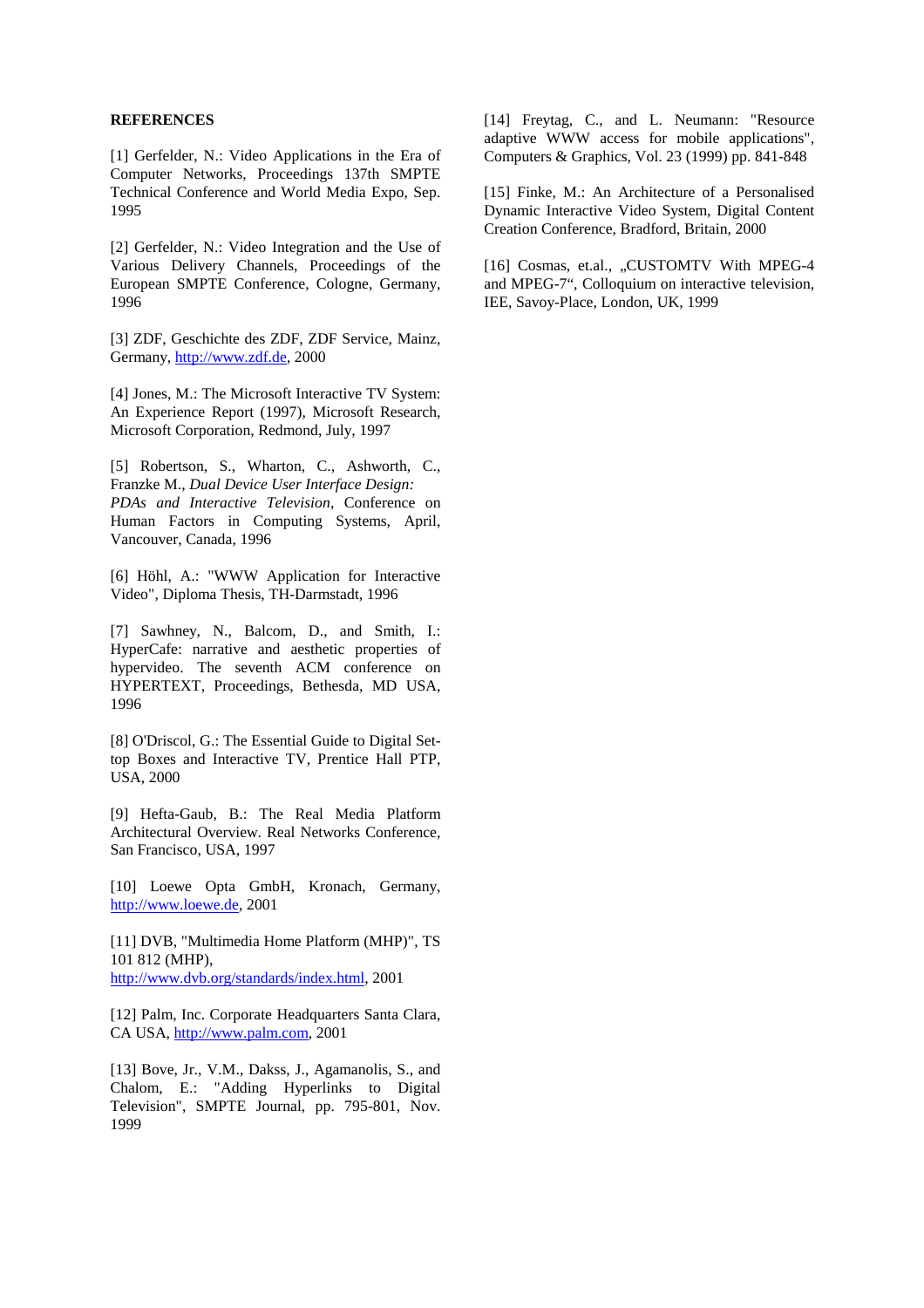## REFERENCES

[1] Gerfelder, N.: Video Applications in the Era of Computer Networks, Proceedings 137th SMPTE Technical Conference and World Media Expo, Sep. 1995

[2] Gerfelder, N.: Video Integration and the Use of Various Delivery Channels, Proceedings of the European SMPTE Conference, Cologne, Germany, 1996

[3] ZDF, Geschichte des ZDF, ZDF Service, Mainz, Germany, http://www.zdf.de, 2000

[4] Jones, M.: The Microsoft Interactive TV System: An Experience Report (1997), Microsoft Research, Microsoft Corporation, Redmond, July, 1997

[5] Robertson, S., Wharton, C., Ashworth, C., Franzke M., *Dual Device User Interface Design: PDAs and Interactive Television*, Conference on Human Factors in Computing Systems, April, Vancouver, Canada, 1996

[6] Höhl, A.: "WWW Application for Interactive Video", Diploma Thesis, TH-Darmstadt, 1996

[7] Sawhney, N., Balcom, D., and Smith, I.: HyperCafe: narrative and aesthetic properties of hypervideo. The seventh ACM conference on HYPERTEXT, Proceedings, Bethesda, MD USA, 1996

[8] O'Driscol, G.: The Essential Guide to Digital Set-top Boxes and Interactive TV, Prentice Hall PTP, USA, 2000

[9] Hefta-Gaub, B.: The Real Media Platform Architectural Overview. Real Networks Conference, San Francisco, USA, 1997

[10] Loewe Opta GmbH, Kronach, Germany, http://www.loewe.de, 2001

[11] DVB, "Multimedia Home Platform (MHP)", TS 101 812 (MHP), http://www.dvb.org/standards/index.html, 2001

[12] Palm, Inc. Corporate Headquarters Santa Clara, CA USA, http://www.palm.com, 2001

[13] Bove, Jr., V.M., Dakss, J., Agamanolis, S., and Chalom, E.: "Adding Hyperlinks to Digital Television", SMPTE Journal, pp. 795-801, Nov. 1999

[14] Freytag, C., and L. Neumann: "Resource adaptive WWW access for mobile applications", Computers & Graphics, Vol. 23 (1999) pp. 841-848

[15] Finke, M.: An Architecture of a Personalised Dynamic Interactive Video System, Digital Content Creation Conference, Bradford, Britain, 2000

[16] Cosmas, et.al., „CUSTOMTV With MPEG-4 and MPEG-7“, Colloquium on interactive television, IEE, Savoy-Place, London, UK, 1999